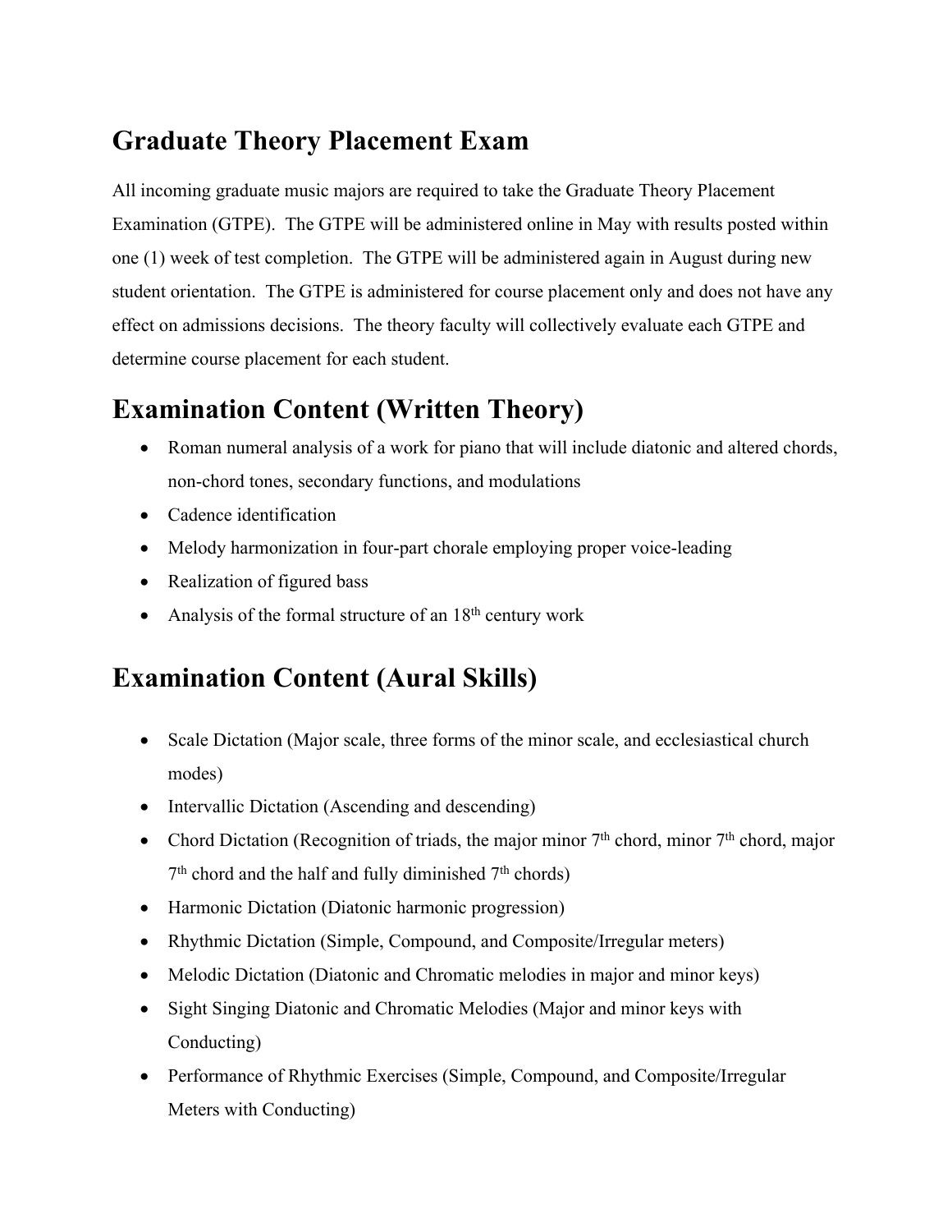# Graduate Theory Placement Exam

All incoming graduate music majors are required to take the Graduate Theory Placement Examination (GTPE). The GTPE will be administered online in May with results posted within one (1) week of test completion. The GTPE will be administered again in August during new student orientation. The GTPE is administered for course placement only and does not have any effect on admissions decisions. The theory faculty will collectively evaluate each GTPE and determine course placement for each student.

# Examination Content (Written Theory)

- Roman numeral analysis of a work for piano that will include diatonic and altered chords, non-chord tones, secondary functions, and modulations
- Cadence identification
- Melody harmonization in four-part chorale employing proper voice-leading
- Realization of figured bass
- Analysis of the formal structure of an 18th century work

# Examination Content (Aural Skills)

- Scale Dictation (Major scale, three forms of the minor scale, and ecclesiastical church modes)
- Intervallic Dictation (Ascending and descending)
- Chord Dictation (Recognition of triads, the major minor 7th chord, minor 7th chord, major 7th chord and the half and fully diminished 7th chords)
- Harmonic Dictation (Diatonic harmonic progression)
- Rhythmic Dictation (Simple, Compound, and Composite/Irregular meters)
- Melodic Dictation (Diatonic and Chromatic melodies in major and minor keys)
- Sight Singing Diatonic and Chromatic Melodies (Major and minor keys with Conducting)
- Performance of Rhythmic Exercises (Simple, Compound, and Composite/Irregular Meters with Conducting)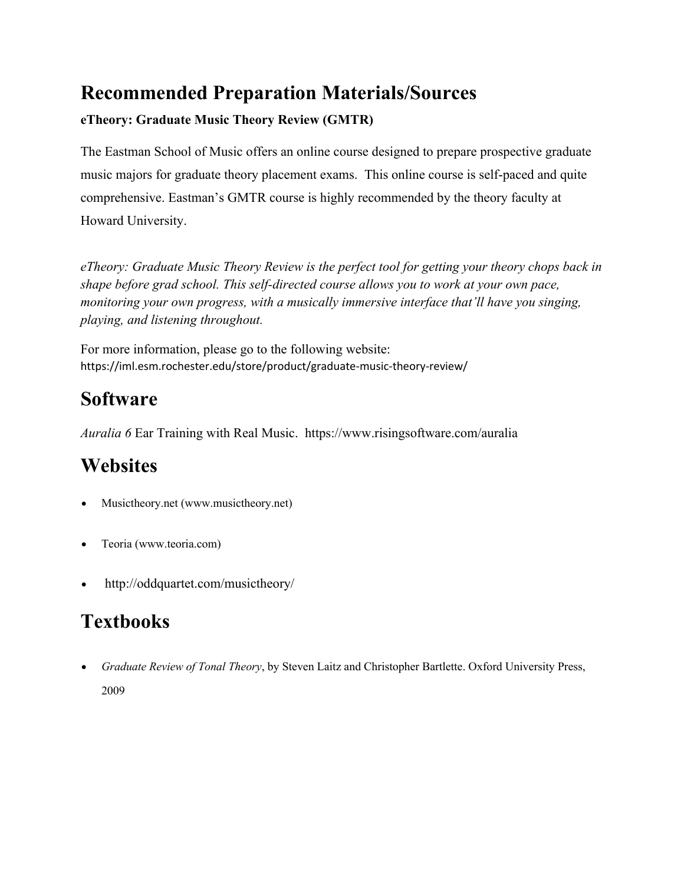# Recommended Preparation Materials/Sources

**eTheory: Graduate Music Theory Review (GMTR)**

The Eastman School of Music offers an online course designed to prepare prospective graduate music majors for graduate theory placement exams. This online course is self-paced and quite comprehensive. Eastman's GMTR course is highly recommended by the theory faculty at Howard University.

*eTheory: Graduate Music Theory Review is the perfect tool for getting your theory chops back in shape before grad school. This self-directed course allows you to work at your own pace, monitoring your own progress, with a musically immersive interface that'll have you singing, playing, and listening throughout.*

For more information, please go to the following website:
https://iml.esm.rochester.edu/store/product/graduate-music-theory-review/

# Software

*Auralia 6* Ear Training with Real Music. https://www.risingsoftware.com/auralia

# Websites

- Musictheory.net (www.musictheory.net)
- Teoria (www.teoria.com)
- http://oddquartet.com/musictheory/

# Textbooks

- *Graduate Review of Tonal Theory*, by Steven Laitz and Christopher Bartlette. Oxford University Press, 2009